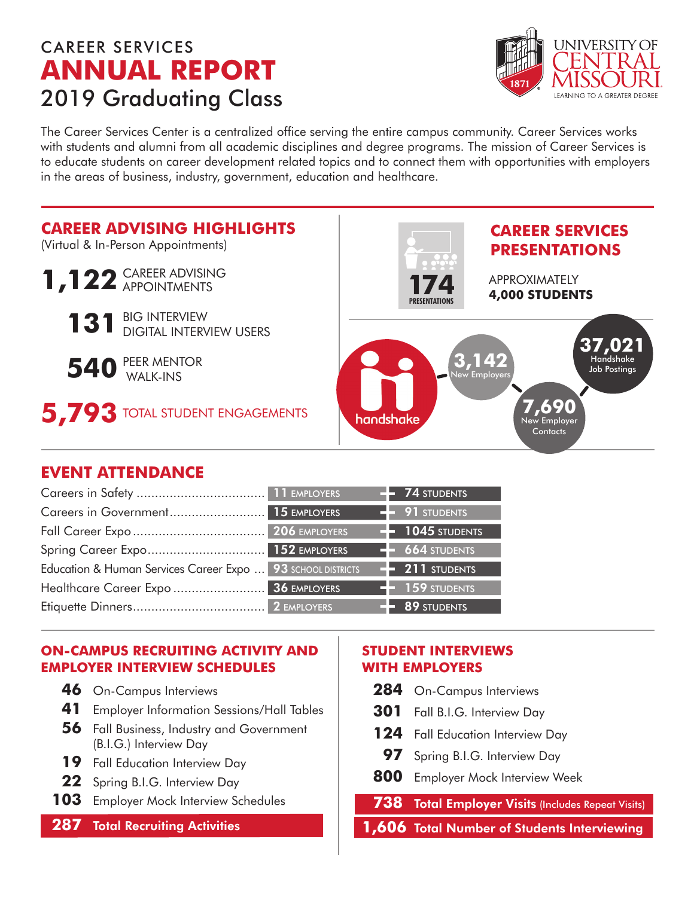# CAREER SERVICES ANNUAL REPORT
## 2019 Graduating Class

UNIVERSITY OF CENTRAL MISSOURI
LEARNING TO A GREATER DEGREE

The Career Services Center is a centralized office serving the entire campus community. Career Services works with students and alumni from all academic disciplines and degree programs. The mission of Career Services is to educate students on career development related topics and to connect them with opportunities with employers in the areas of business, industry, government, education and healthcare.

## CAREER ADVISING HIGHLIGHTS

(Virtual & In-Person Appointments)

- **1,122** CAREER ADVISING APPOINTMENTS
- **131** BIG INTERVIEW DIGITAL INTERVIEW USERS
- **540** PEER MENTOR WALK-INS
- **5,793** TOTAL STUDENT ENGAGEMENTS

## CAREER SERVICES PRESENTATIONS

**174** PRESENTATIONS

APPROXIMATELY **4,000 STUDENTS**

## handshake

- **3,142** New Employers
- **37,021** Handshake Job Postings
- **7,690** New Employer Contacts

## EVENT ATTENDANCE

| Event | Employers | Students |
|---|---|---|
| Careers in Safety | 11 EMPLOYERS | 74 STUDENTS |
| Careers in Government | 15 EMPLOYERS | 91 STUDENTS |
| Fall Career Expo | 206 EMPLOYERS | 1045 STUDENTS |
| Spring Career Expo | 152 EMPLOYERS | 664 STUDENTS |
| Education & Human Services Career Expo | 93 SCHOOL DISTRICTS | 211 STUDENTS |
| Healthcare Career Expo | 36 EMPLOYERS | 159 STUDENTS |
| Etiquette Dinners | 2 EMPLOYERS | 89 STUDENTS |

## ON-CAMPUS RECRUITING ACTIVITY AND EMPLOYER INTERVIEW SCHEDULES

- **46** On-Campus Interviews
- **41** Employer Information Sessions/Hall Tables
- **56** Fall Business, Industry and Government (B.I.G.) Interview Day
- **19** Fall Education Interview Day
- **22** Spring B.I.G. Interview Day
- **103** Employer Mock Interview Schedules

**287 Total Recruiting Activities**

## STUDENT INTERVIEWS WITH EMPLOYERS

- **284** On-Campus Interviews
- **301** Fall B.I.G. Interview Day
- **124** Fall Education Interview Day
- **97** Spring B.I.G. Interview Day
- **800** Employer Mock Interview Week

**738 Total Employer Visits** (Includes Repeat Visits)

**1,606 Total Number of Students Interviewing**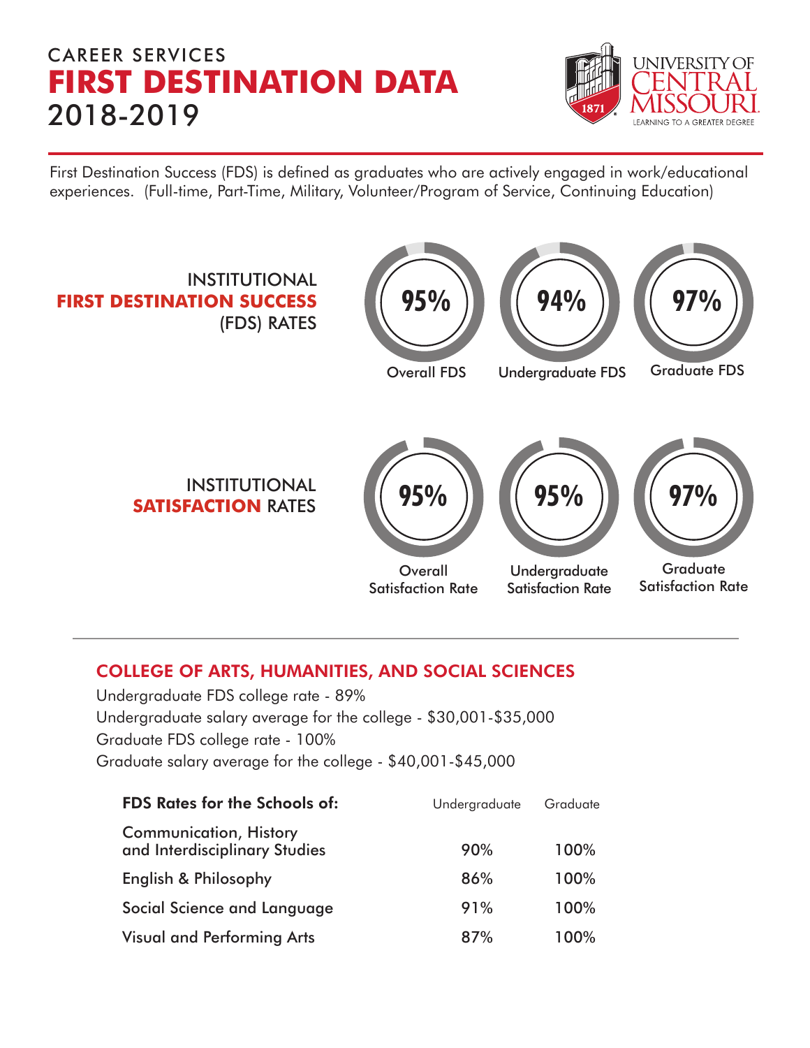CAREER SERVICES

# FIRST DESTINATION DATA

2018-2019

UNIVERSITY OF CENTRAL MISSOURI
LEARNING TO A GREATER DEGREE

First Destination Success (FDS) is defined as graduates who are actively engaged in work/educational experiences. (Full-time, Part-Time, Military, Volunteer/Program of Service, Continuing Education)

## INSTITUTIONAL FIRST DESTINATION SUCCESS (FDS) RATES

- 95% — Overall FDS
- 94% — Undergraduate FDS
- 97% — Graduate FDS

## INSTITUTIONAL SATISFACTION RATES

- 95% — Overall Satisfaction Rate
- 95% — Undergraduate Satisfaction Rate
- 97% — Graduate Satisfaction Rate

## COLLEGE OF ARTS, HUMANITIES, AND SOCIAL SCIENCES

Undergraduate FDS college rate - 89%
Undergraduate salary average for the college - $30,001-$35,000
Graduate FDS college rate - 100%
Graduate salary average for the college - $40,001-$45,000

| FDS Rates for the Schools of: | Undergraduate | Graduate |
|---|---|---|
| Communication, History and Interdisciplinary Studies | 90% | 100% |
| English & Philosophy | 86% | 100% |
| Social Science and Language | 91% | 100% |
| Visual and Performing Arts | 87% | 100% |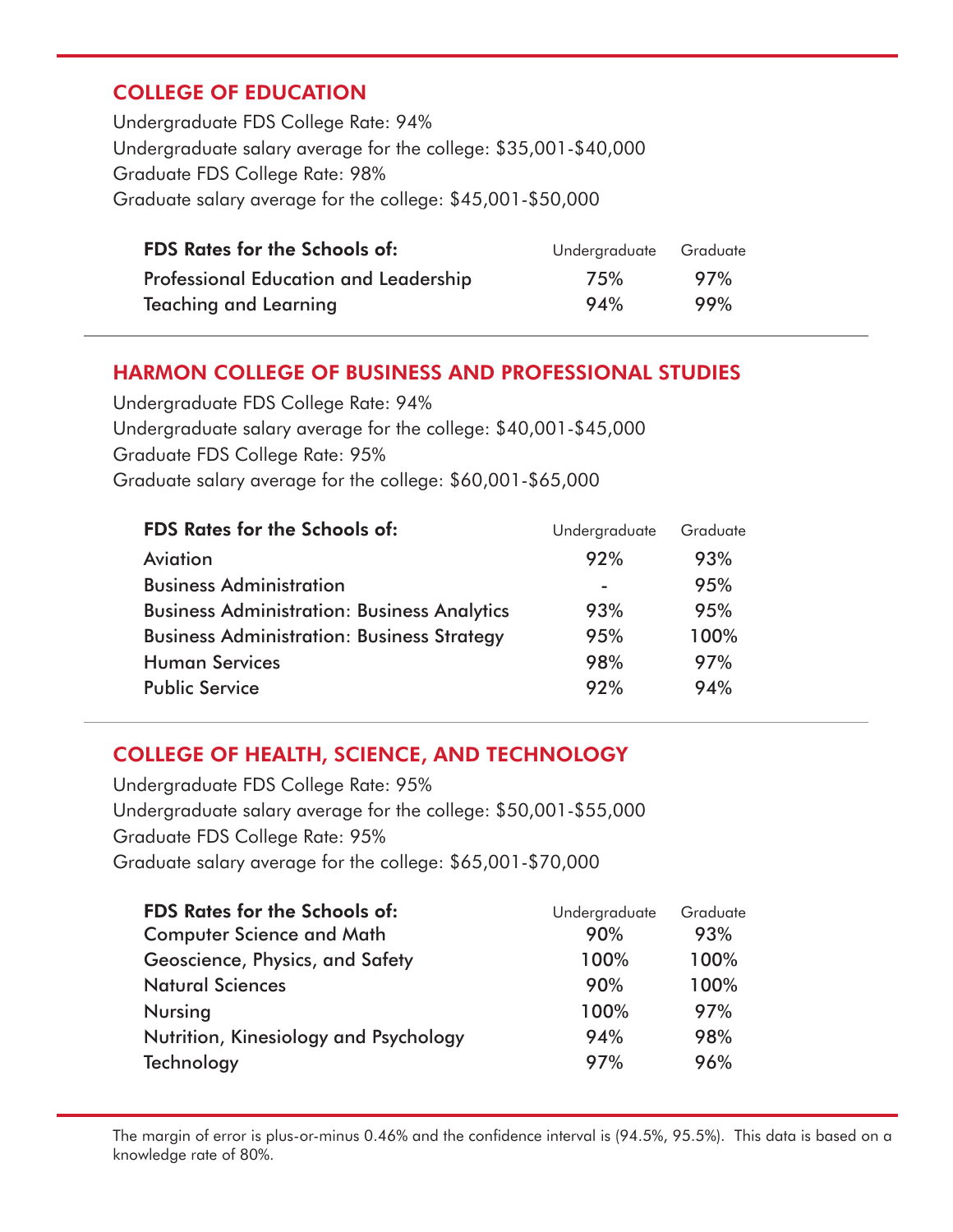## COLLEGE OF EDUCATION

Undergraduate FDS College Rate: 94%
Undergraduate salary average for the college: $35,001-$40,000
Graduate FDS College Rate: 98%
Graduate salary average for the college: $45,001-$50,000

| FDS Rates for the Schools of: | Undergraduate | Graduate |
|---|---|---|
| Professional Education and Leadership | 75% | 97% |
| Teaching and Learning | 94% | 99% |

## HARMON COLLEGE OF BUSINESS AND PROFESSIONAL STUDIES

Undergraduate FDS College Rate: 94%
Undergraduate salary average for the college: $40,001-$45,000
Graduate FDS College Rate: 95%
Graduate salary average for the college: $60,001-$65,000

| FDS Rates for the Schools of: | Undergraduate | Graduate |
|---|---|---|
| Aviation | 92% | 93% |
| Business Administration | - | 95% |
| Business Administration: Business Analytics | 93% | 95% |
| Business Administration: Business Strategy | 95% | 100% |
| Human Services | 98% | 97% |
| Public Service | 92% | 94% |

## COLLEGE OF HEALTH, SCIENCE, AND TECHNOLOGY

Undergraduate FDS College Rate: 95%
Undergraduate salary average for the college: $50,001-$55,000
Graduate FDS College Rate: 95%
Graduate salary average for the college: $65,001-$70,000

| FDS Rates for the Schools of: | Undergraduate | Graduate |
|---|---|---|
| Computer Science and Math | 90% | 93% |
| Geoscience, Physics, and Safety | 100% | 100% |
| Natural Sciences | 90% | 100% |
| Nursing | 100% | 97% |
| Nutrition, Kinesiology and Psychology | 94% | 98% |
| Technology | 97% | 96% |

The margin of error is plus-or-minus 0.46% and the confidence interval is (94.5%, 95.5%). This data is based on a knowledge rate of 80%.